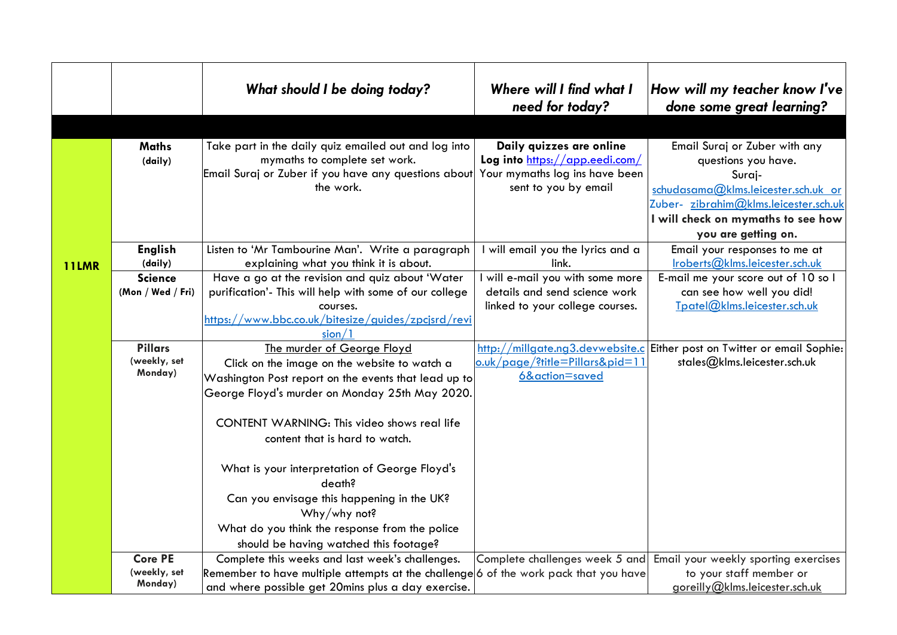| | | What should I be doing today? | Where will I find what I need for today? | How will my teacher know I've done some great learning? |
|---|---|---|---|---|
| | | | | |
| **11LMR** | **Maths** (daily) | Take part in the daily quiz emailed out and log into mymaths to complete set work. Email Suraj or Zuber if you have any questions about the work. | **Daily quizzes are online** **Log into** https://app.eedi.com/ Your mymaths log ins have been sent to you by email | Email Suraj or Zuber with any questions you have. Suraj- schudasama@klms.leicester.sch.uk or Zuber- zibrahim@klms.leicester.sch.uk **I will check on mymaths to see how you are getting on.** |
| | **English** (daily) | Listen to 'Mr Tambourine Man'. Write a paragraph explaining what you think it is about. | I will email you the lyrics and a link. | Email your responses to me at lroberts@klms.leicester.sch.uk |
| | **Science** (Mon / Wed / Fri) | Have a go at the revision and quiz about 'Water purification'- This will help with some of our college courses. https://www.bbc.co.uk/bitesize/guides/zpcjsrd/revision/1 | I will e-mail you with some more details and send science work linked to your college courses. | E-mail me your score out of 10 so I can see how well you did! Tpatel@klms.leicester.sch.uk |
| | **Pillars** (weekly, set Monday) | The murder of George Floyd<br>Click on the image on the website to watch a Washington Post report on the events that lead up to George Floyd's murder on Monday 25th May 2020.<br><br>CONTENT WARNING: This video shows real life content that is hard to watch.<br><br>What is your interpretation of George Floyd's death?<br>Can you envisage this happening in the UK? Why/why not?<br>What do you think the response from the police should be having watched this footage? | http://millgate.ng3.devwebsite.co.uk/page/?title=Pillars&pid=116&action=saved | Either post on Twitter or email Sophie: stales@klms.leicester.sch.uk |
| | **Core PE** (weekly, set Monday) | Complete this weeks and last week's challenges. Remember to have multiple attempts at the challenge and where possible get 20mins plus a day exercise. | Complete challenges week 5 and 6 of the work pack that you have | Email your weekly sporting exercises to your staff member or goreilly@klms.leicester.sch.uk |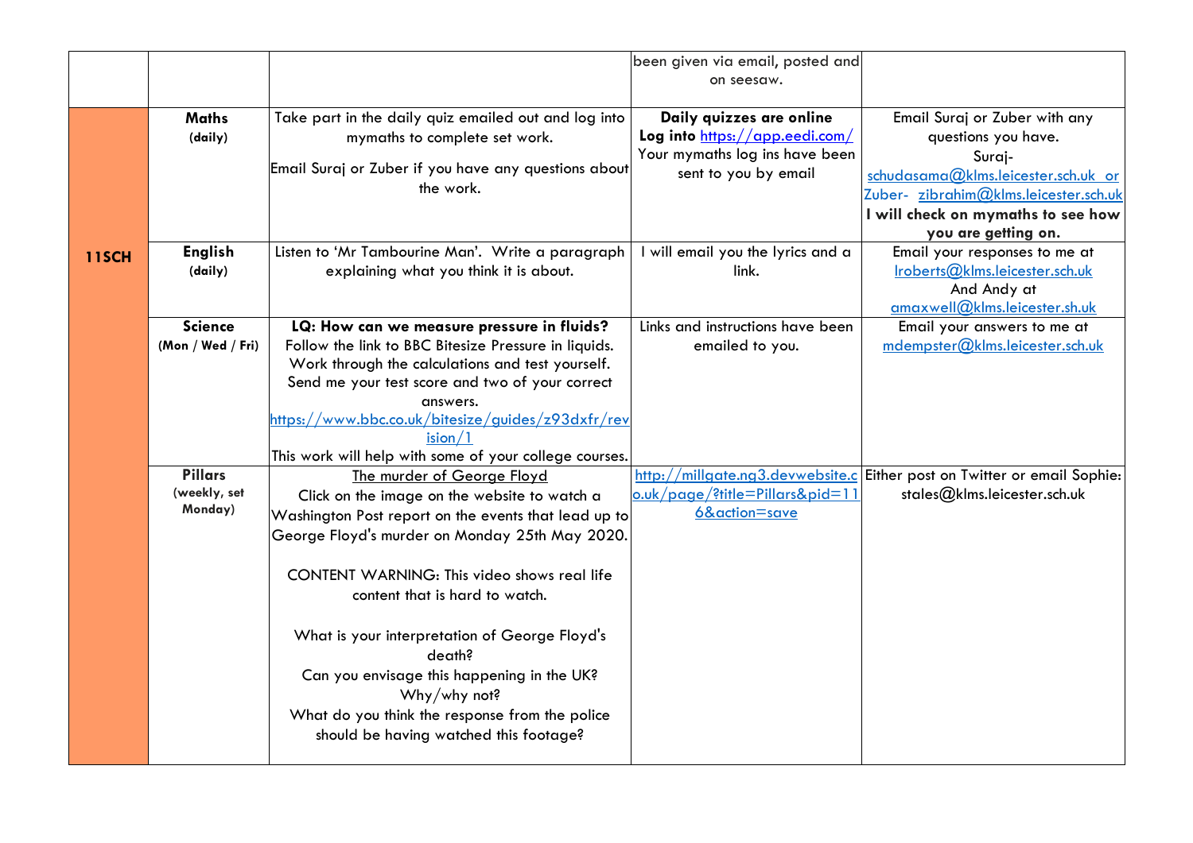| | | | | |
|---|---|---|---|---|
| | | | been given via email, posted and on seesaw. | |
| **11SCH** | **Maths** **(daily)** | Take part in the daily quiz emailed out and log into mymaths to complete set work. Email Suraj or Zuber if you have any questions about the work. | **Daily quizzes are online** **Log into** https://app.eedi.com/ Your mymaths log ins have been sent to you by email | Email Suraj or Zuber with any questions you have. Suraj- schudasama@klms.leicester.sch.uk or Zuber- zibrahim@klms.leicester.sch.uk **I will check on mymaths to see how you are getting on.** |
| | **English** **(daily)** | Listen to 'Mr Tambourine Man'. Write a paragraph explaining what you think it is about. | I will email you the lyrics and a link. | Email your responses to me at lroberts@klms.leicester.sch.uk And Andy at amaxwell@klms.leicester.sh.uk |
| | **Science** **(Mon / Wed / Fri)** | **LQ: How can we measure pressure in fluids?** Follow the link to BBC Bitesize Pressure in liquids. Work through the calculations and test yourself. Send me your test score and two of your correct answers. https://www.bbc.co.uk/bitesize/guides/z93dxfr/revision/1 This work will help with some of your college courses. | Links and instructions have been emailed to you. | Email your answers to me at mdempster@klms.leicester.sch.uk |
| | **Pillars** **(weekly, set Monday)** | The murder of George Floyd Click on the image on the website to watch a Washington Post report on the events that lead up to George Floyd's murder on Monday 25th May 2020. CONTENT WARNING: This video shows real life content that is hard to watch. What is your interpretation of George Floyd's death? Can you envisage this happening in the UK? Why/why not? What do you think the response from the police should be having watched this footage? | http://millgate.ng3.devwebsite.co.uk/page/?title=Pillars&pid=116&action=save | Either post on Twitter or email Sophie: stales@klms.leicester.sch.uk |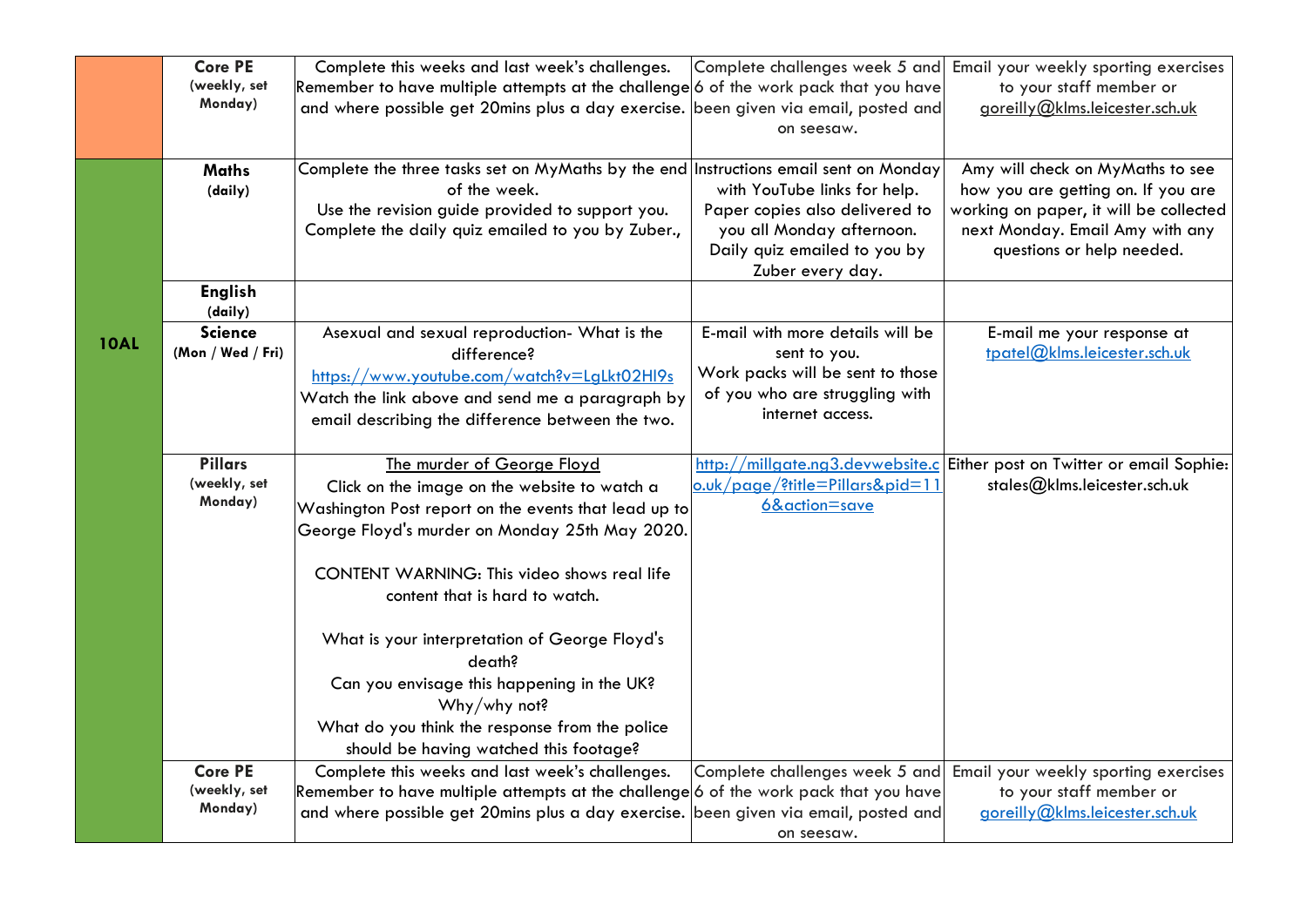| | | | | |
|---|---|---|---|---|
| | **Core PE** (weekly, set Monday) | Complete this weeks and last week's challenges. Remember to have multiple attempts at the challenge and where possible get 20mins plus a day exercise. | Complete challenges week 5 and 6 of the work pack that you have been given via email, posted and on seesaw. | Email your weekly sporting exercises to your staff member or goreilly@klms.leicester.sch.uk |
| **10AL** | **Maths** (daily) | Complete the three tasks set on MyMaths by the end of the week. Use the revision guide provided to support you. Complete the daily quiz emailed to you by Zuber., | Instructions email sent on Monday with YouTube links for help. Paper copies also delivered to you all Monday afternoon. Daily quiz emailed to you by Zuber every day. | Amy will check on MyMaths to see how you are getting on. If you are working on paper, it will be collected next Monday. Email Amy with any questions or help needed. |
| | **English** (daily) | | | |
| | **Science** (Mon / Wed / Fri) | Asexual and sexual reproduction- What is the difference? https://www.youtube.com/watch?v=LgLkt02Hl9s Watch the link above and send me a paragraph by email describing the difference between the two. | E-mail with more details will be sent to you. Work packs will be sent to those of you who are struggling with internet access. | E-mail me your response at tpatel@klms.leicester.sch.uk |
| | **Pillars** (weekly, set Monday) | The murder of George Floyd<br>Click on the image on the website to watch a Washington Post report on the events that lead up to George Floyd's murder on Monday 25th May 2020.<br><br>CONTENT WARNING: This video shows real life content that is hard to watch.<br><br>What is your interpretation of George Floyd's death?<br>Can you envisage this happening in the UK? Why/why not?<br>What do you think the response from the police should be having watched this footage? | http://millgate.ng3.devwebsite.co.uk/page/?title=Pillars&pid=116&action=save | Either post on Twitter or email Sophie: stales@klms.leicester.sch.uk |
| | **Core PE** (weekly, set Monday) | Complete this weeks and last week's challenges. Remember to have multiple attempts at the challenge and where possible get 20mins plus a day exercise. | Complete challenges week 5 and 6 of the work pack that you have been given via email, posted and on seesaw. | Email your weekly sporting exercises to your staff member or goreilly@klms.leicester.sch.uk |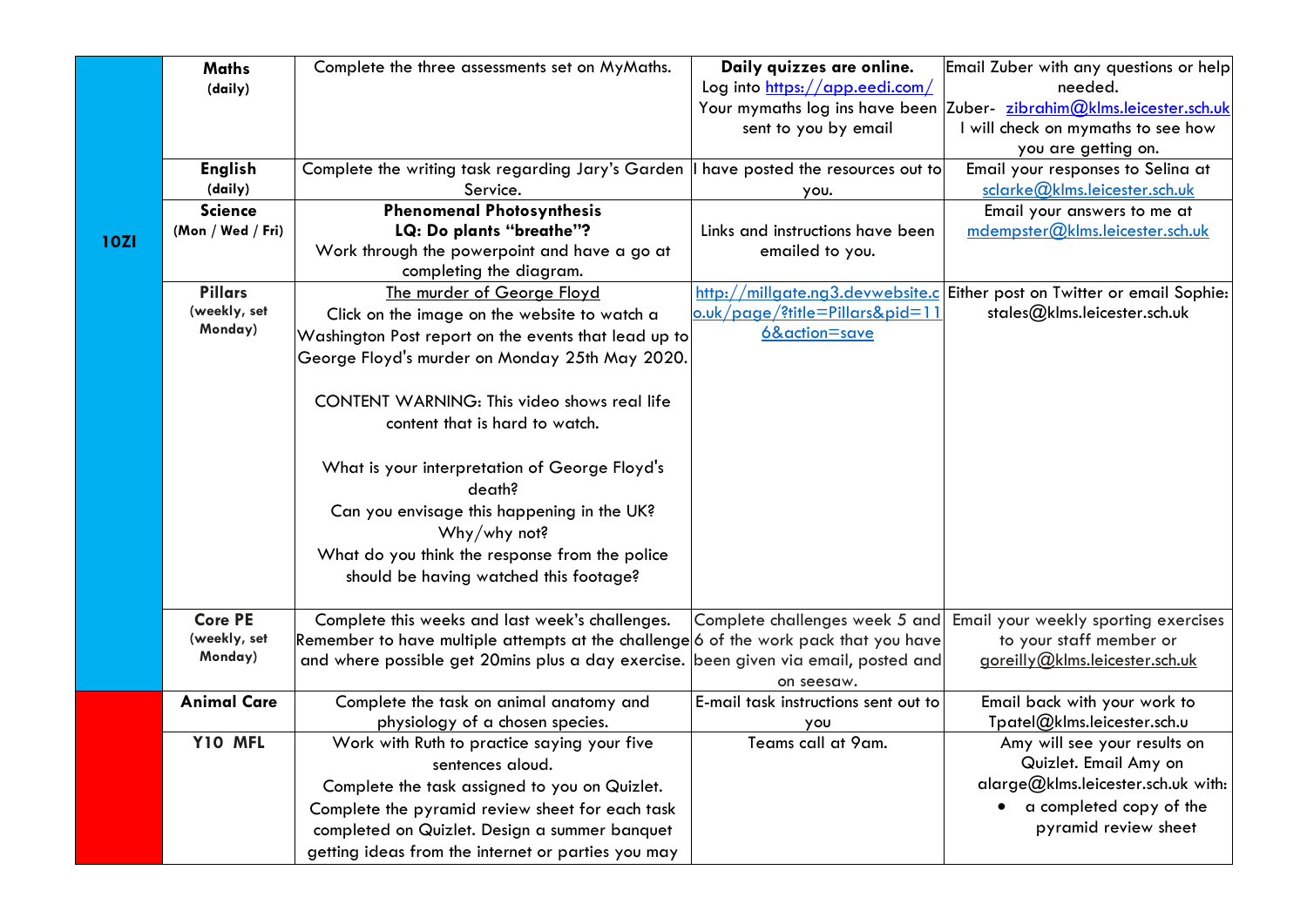| | | | | |
|---|---|---|---|---|
| **10ZI** | **Maths** (daily) | Complete the three assessments set on MyMaths. | **Daily quizzes are online.** Log into https://app.eedi.com/ Your mymaths log ins have been sent to you by email | Email Zuber with any questions or help needed. Zuber- zibrahim@klms.leicester.sch.uk I will check on mymaths to see how you are getting on. |
| | **English** (daily) | Complete the writing task regarding Jary's Garden Service. | I have posted the resources out to you. | Email your responses to Selina at sclarke@klms.leicester.sch.uk |
| | **Science** (Mon / Wed / Fri) | **Phenomenal Photosynthesis** **LQ: Do plants "breathe"?** Work through the powerpoint and have a go at completing the diagram. | Links and instructions have been emailed to you. | Email your answers to me at mdempster@klms.leicester.sch.uk |
| | **Pillars** (weekly, set Monday) | The murder of George Floyd Click on the image on the website to watch a Washington Post report on the events that lead up to George Floyd's murder on Monday 25th May 2020. CONTENT WARNING: This video shows real life content that is hard to watch. What is your interpretation of George Floyd's death? Can you envisage this happening in the UK? Why/why not? What do you think the response from the police should be having watched this footage? | http://millgate.ng3.devwebsite.co.uk/page/?title=Pillars&pid=116&action=save | Either post on Twitter or email Sophie: stales@klms.leicester.sch.uk |
| | **Core PE** (weekly, set Monday) | Complete this weeks and last week's challenges. Remember to have multiple attempts at the challenge and where possible get 20mins plus a day exercise. | Complete challenges week 5 and 6 of the work pack that you have been given via email, posted and on seesaw. | Email your weekly sporting exercises to your staff member or goreilly@klms.leicester.sch.uk |
| | **Animal Care** | Complete the task on animal anatomy and physiology of a chosen species. | E-mail task instructions sent out to you | Email back with your work to Tpatel@klms.leicester.sch.u |
| | **Y10 MFL** | Work with Ruth to practice saying your five sentences aloud. Complete the task assigned to you on Quizlet. Complete the pyramid review sheet for each task completed on Quizlet. Design a summer banquet getting ideas from the internet or parties you may | Teams call at 9am. | Amy will see your results on Quizlet. Email Amy on alarge@klms.leicester.sch.uk with: <br>• a completed copy of the pyramid review sheet |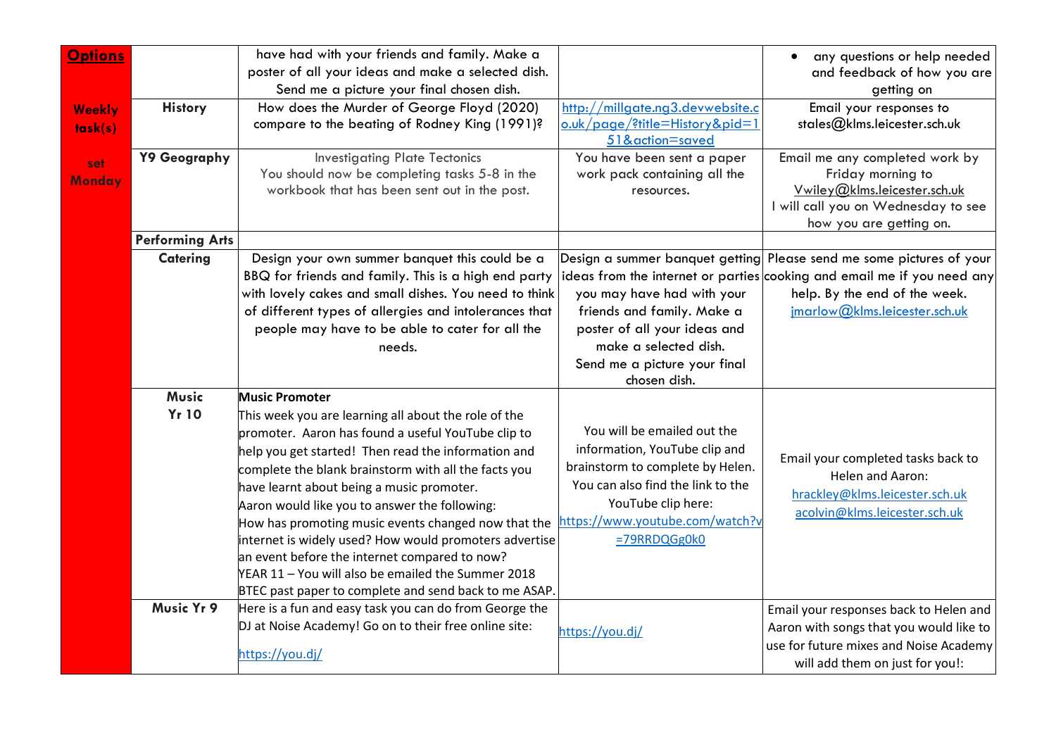| Options<br><br>Weekly task(s)<br><br>set Monday | | have had with your friends and family. Make a poster of all your ideas and make a selected dish. Send me a picture your final chosen dish. | | • any questions or help needed and feedback of how you are getting on |
|---|---|---|---|---|
| | History | How does the Murder of George Floyd (2020) compare to the beating of Rodney King (1991)? | http://millgate.ng3.devwebsite.co.uk/page/?title=History&pid=151&action=saved | Email your responses to stales@klms.leicester.sch.uk |
| | Y9 Geography | Investigating Plate Tectonics<br>You should now be completing tasks 5-8 in the workbook that has been sent out in the post. | You have been sent a paper work pack containing all the resources. | Email me any completed work by Friday morning to Vwiley@klms.leicester.sch.uk<br>I will call you on Wednesday to see how you are getting on. |
| | Performing Arts | | | |
| | Catering | Design your own summer banquet this could be a BBQ for friends and family. This is a high end party with lovely cakes and small dishes. You need to think of different types of allergies and intolerances that people may have to be able to cater for all the needs. | Design a summer banquet getting ideas from the internet or parties you may have had with your friends and family. Make a poster of all your ideas and make a selected dish.<br>Send me a picture your final chosen dish. | Please send me some pictures of your cooking and email me if you need any help. By the end of the week.<br>jmarlow@klms.leicester.sch.uk |
| | Music Yr 10 | **Music Promoter**<br>This week you are learning all about the role of the promoter. Aaron has found a useful YouTube clip to help you get started! Then read the information and complete the blank brainstorm with all the facts you have learnt about being a music promoter.<br>Aaron would like you to answer the following:<br>How has promoting music events changed now that the internet is widely used? How would promoters advertise an event before the internet compared to now?<br>YEAR 11 – You will also be emailed the Summer 2018 BTEC past paper to complete and send back to me ASAP. | You will be emailed out the information, YouTube clip and brainstorm to complete by Helen. You can also find the link to the YouTube clip here:<br>https://www.youtube.com/watch?v=79RRDQGg0k0 | Email your completed tasks back to Helen and Aaron:<br>hrackley@klms.leicester.sch.uk<br>acolvin@klms.leicester.sch.uk |
| | Music Yr 9 | Here is a fun and easy task you can do from George the DJ at Noise Academy! Go on to their free online site:<br>https://you.dj/ | https://you.dj/ | Email your responses back to Helen and Aaron with songs that you would like to use for future mixes and Noise Academy will add them on just for you!: |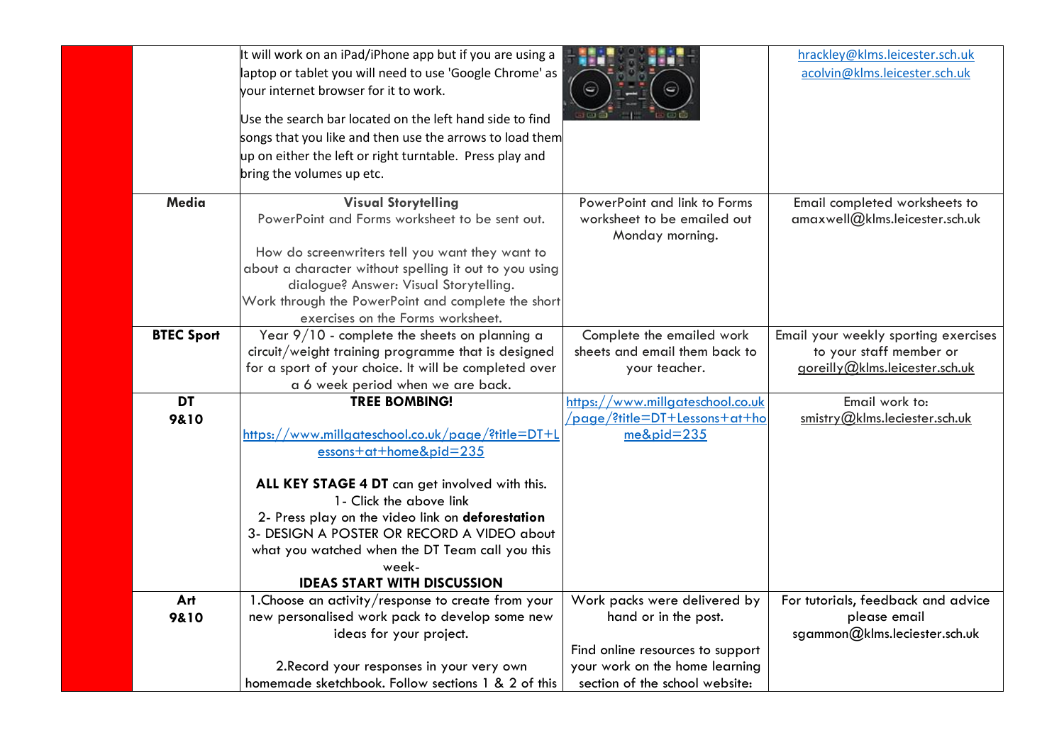| | | | | |
|---|---|---|---|---|
| | | It will work on an iPad/iPhone app but if you are using a laptop or tablet you will need to use 'Google Chrome' as your internet browser for it to work.<br><br>Use the search bar located on the left hand side to find songs that you like and then use the arrows to load them up on either the left or right turntable. Press play and bring the volumes up etc. | | hrackley@klms.leicester.sch.uk<br>acolvin@klms.leicester.sch.uk |
| | **Media** | **Visual Storytelling**<br>PowerPoint and Forms worksheet to be sent out.<br><br>How do screenwriters tell you want they want to about a character without spelling it out to you using dialogue? Answer: Visual Storytelling.<br>Work through the PowerPoint and complete the short exercises on the Forms worksheet. | PowerPoint and link to Forms worksheet to be emailed out Monday morning. | Email completed worksheets to amaxwell@klms.leicester.sch.uk |
| | **BTEC Sport** | Year 9/10 - complete the sheets on planning a circuit/weight training programme that is designed for a sport of your choice. It will be completed over a 6 week period when we are back. | Complete the emailed work sheets and email them back to your teacher. | Email your weekly sporting exercises to your staff member or goreilly@klms.leicester.sch.uk |
| | **DT 9&10** | **TREE BOMBING!**<br><br>https://www.millgateschool.co.uk/page/?title=DT+Lessons+at+home&pid=235<br><br>**ALL KEY STAGE 4 DT** can get involved with this.<br>1- Click the above link<br>2- Press play on the video link on **deforestation**<br>3- DESIGN A POSTER OR RECORD A VIDEO about what you watched when the DT Team call you this week-<br>**IDEAS START WITH DISCUSSION** | https://www.millgateschool.co.uk/page/?title=DT+Lessons+at+home&pid=235 | Email work to:<br>smistry@klms.leciester.sch.uk |
| | **Art 9&10** | 1.Choose an activity/response to create from your new personalised work pack to develop some new ideas for your project.<br><br>2.Record your responses in your very own homemade sketchbook. Follow sections 1 & 2 of this | Work packs were delivered by hand or in the post.<br><br>Find online resources to support your work on the home learning section of the school website: | For tutorials, feedback and advice please email sgammon@klms.leciester.sch.uk |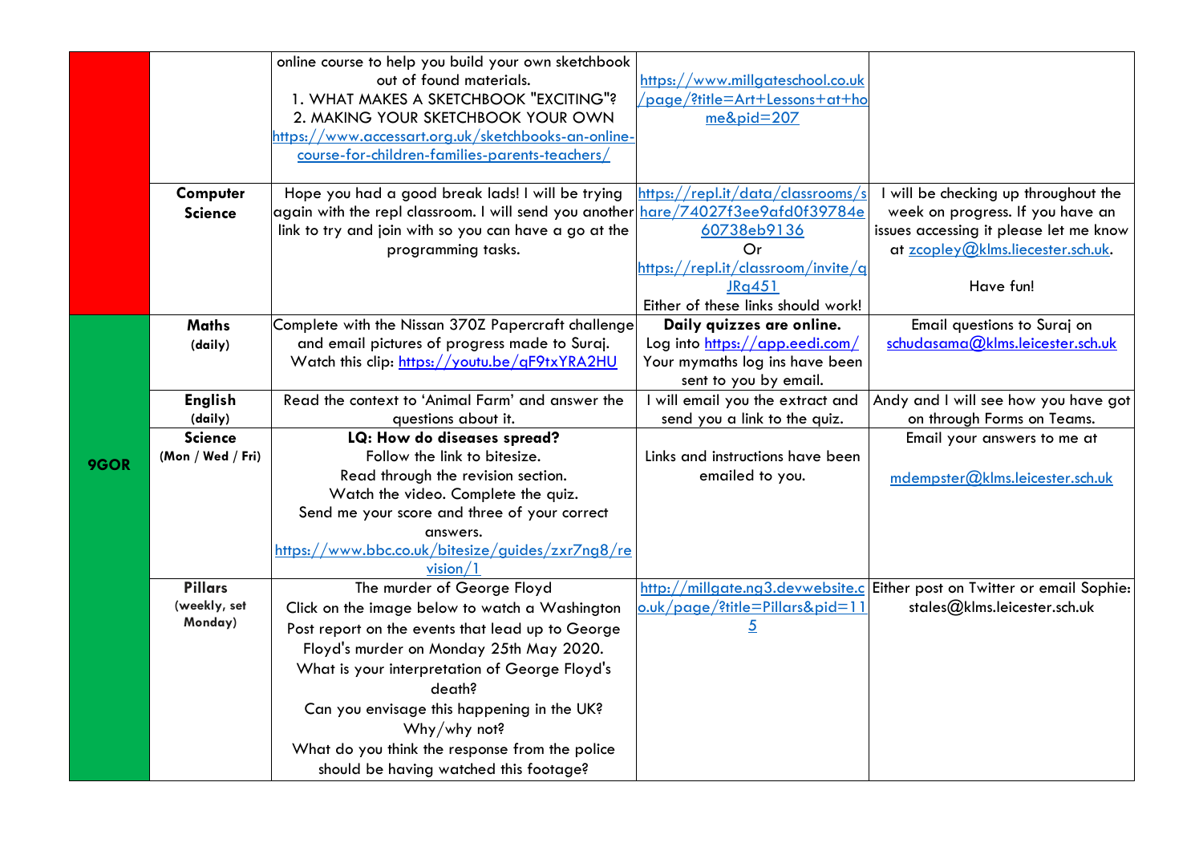| | | | | |
|---|---|---|---|---|
| | | online course to help you build your own sketchbook out of found materials.<br>1. WHAT MAKES A SKETCHBOOK "EXCITING"?<br>2. MAKING YOUR SKETCHBOOK YOUR OWN<br>https://www.accessart.org.uk/sketchbooks-an-online-course-for-children-families-parents-teachers/ | https://www.millgateschool.co.uk/page/?title=Art+Lessons+at+home&pid=207 | |
| | **Computer Science** | Hope you had a good break lads! I will be trying again with the repl classroom. I will send you another link to try and join with so you can have a go at the programming tasks. | https://repl.it/data/classrooms/share/74027f3ee9afd0f39784e60738eb9136<br>Or<br>https://repl.it/classroom/invite/qJRq451<br>Either of these links should work! | I will be checking up throughout the week on progress. If you have an issues accessing it please let me know at zcopley@klms.liecester.sch.uk.<br><br>Have fun! |
| **9GOR** | **Maths** (daily) | Complete with the Nissan 370Z Papercraft challenge and email pictures of progress made to Suraj.<br>Watch this clip: https://youtu.be/qF9txYRA2HU | **Daily quizzes are online.**<br>Log into https://app.eedi.com/<br>Your mymaths log ins have been sent to you by email. | Email questions to Suraj on schudasama@klms.leicester.sch.uk |
| | **English** (daily) | Read the context to 'Animal Farm' and answer the questions about it. | I will email you the extract and send you a link to the quiz. | Andy and I will see how you have got on through Forms on Teams. |
| | **Science** (Mon / Wed / Fri) | **LQ: How do diseases spread?**<br>Follow the link to bitesize.<br>Read through the revision section.<br>Watch the video. Complete the quiz.<br>Send me your score and three of your correct answers.<br>https://www.bbc.co.uk/bitesize/guides/zxr7ng8/revision/1 | Links and instructions have been emailed to you. | Email your answers to me at<br><br>mdempster@klms.leicester.sch.uk |
| | **Pillars** (weekly, set Monday) | The murder of George Floyd<br>Click on the image below to watch a Washington Post report on the events that lead up to George Floyd's murder on Monday 25th May 2020.<br>What is your interpretation of George Floyd's death?<br>Can you envisage this happening in the UK? Why/why not?<br>What do you think the response from the police should be having watched this footage? | http://millgate.ng3.devwebsite.co.uk/page/?title=Pillars&pid=115 | Either post on Twitter or email Sophie: stales@klms.leicester.sch.uk |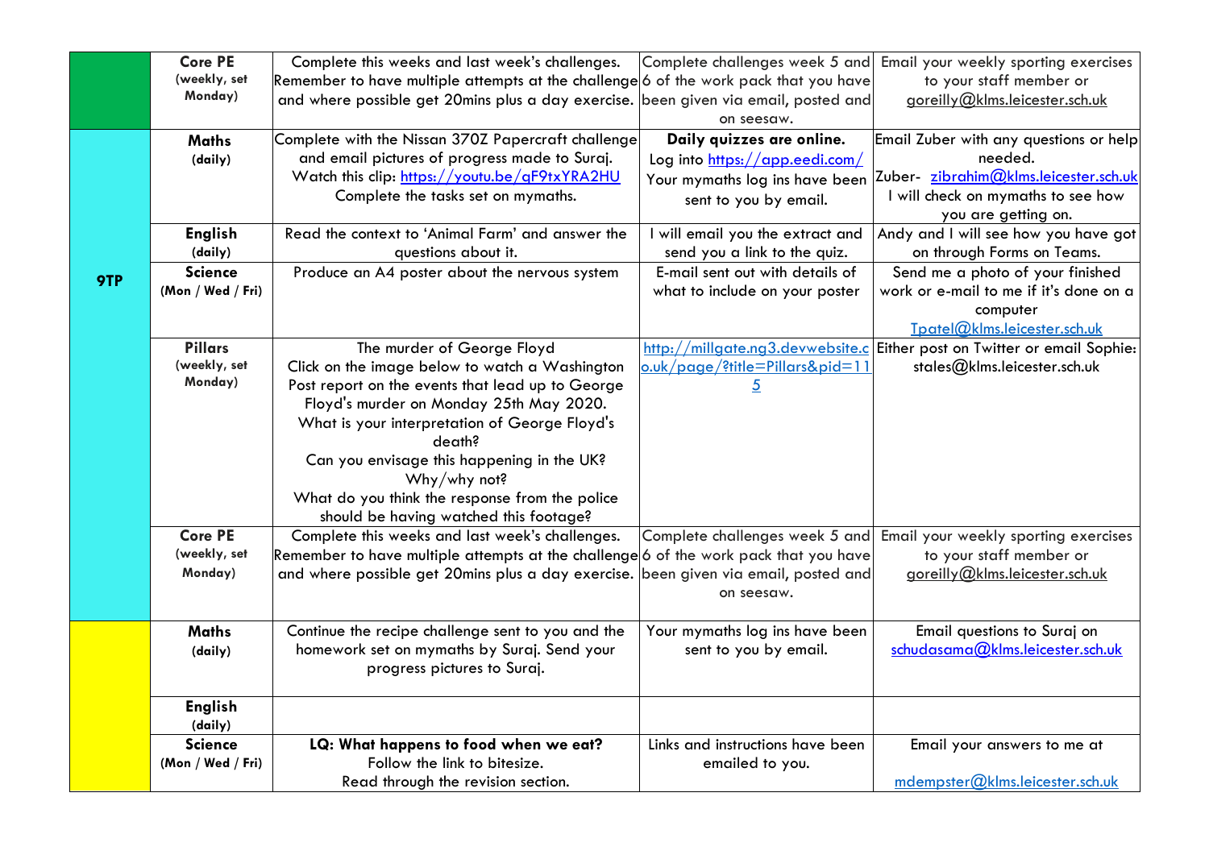| | | | | |
|---|---|---|---|---|
| | **Core PE** (weekly, set Monday) | Complete this weeks and last week's challenges. Remember to have multiple attempts at the challenge and where possible get 20mins plus a day exercise. | Complete challenges week 5 and 6 of the work pack that you have been given via email, posted and on seesaw. | Email your weekly sporting exercises to your staff member or goreilly@klms.leicester.sch.uk |
| **9TP** | **Maths** (daily) | Complete with the Nissan 370Z Papercraft challenge and email pictures of progress made to Suraj. Watch this clip: https://youtu.be/qF9txYRA2HU Complete the tasks set on mymaths. | **Daily quizzes are online.** Log into https://app.eedi.com/ Your mymaths log ins have been sent to you by email. | Email Zuber with any questions or help needed. Zuber- zibrahim@klms.leicester.sch.uk I will check on mymaths to see how you are getting on. |
| | **English** (daily) | Read the context to 'Animal Farm' and answer the questions about it. | I will email you the extract and send you a link to the quiz. | Andy and I will see how you have got on through Forms on Teams. |
| | **Science** (Mon / Wed / Fri) | Produce an A4 poster about the nervous system | E-mail sent out with details of what to include on your poster | Send me a photo of your finished work or e-mail to me if it's done on a computer Tpatel@klms.leicester.sch.uk |
| | **Pillars** (weekly, set Monday) | The murder of George Floyd Click on the image below to watch a Washington Post report on the events that lead up to George Floyd's murder on Monday 25th May 2020. What is your interpretation of George Floyd's death? Can you envisage this happening in the UK? Why/why not? What do you think the response from the police should be having watched this footage? | http://millgate.ng3.devwebsite.co.uk/page/?title=Pillars&pid=115 | Either post on Twitter or email Sophie: stales@klms.leicester.sch.uk |
| | **Core PE** (weekly, set Monday) | Complete this weeks and last week's challenges. Remember to have multiple attempts at the challenge and where possible get 20mins plus a day exercise. | Complete challenges week 5 and 6 of the work pack that you have been given via email, posted and on seesaw. | Email your weekly sporting exercises to your staff member or goreilly@klms.leicester.sch.uk |
| | **Maths** (daily) | Continue the recipe challenge sent to you and the homework set on mymaths by Suraj. Send your progress pictures to Suraj. | Your mymaths log ins have been sent to you by email. | Email questions to Suraj on schudasama@klms.leicester.sch.uk |
| | **English** (daily) | | | |
| | **Science** (Mon / Wed / Fri) | **LQ: What happens to food when we eat?** Follow the link to bitesize. Read through the revision section. | Links and instructions have been emailed to you. | Email your answers to me at mdempster@klms.leicester.sch.uk |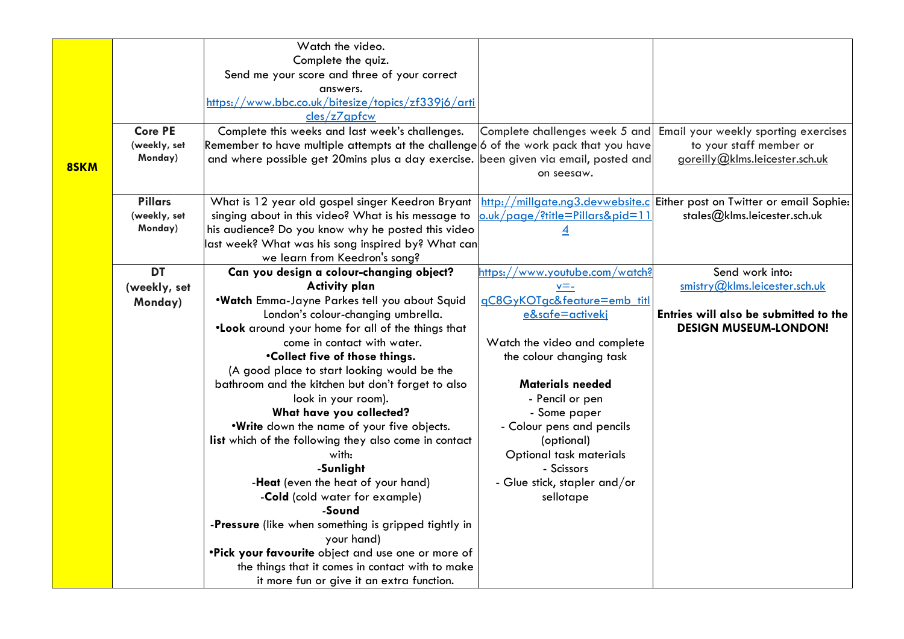| | | | | |
|---|---|---|---|---|
| **8SKM** | | Watch the video.<br>Complete the quiz.<br>Send me your score and three of your correct answers.<br>https://www.bbc.co.uk/bitesize/topics/zf339j6/articles/z7gpfcw | | |
| | **Core PE (weekly, set Monday)** | Complete this weeks and last week's challenges. Remember to have multiple attempts at the challenge and where possible get 20mins plus a day exercise. | Complete challenges week 5 and 6 of the work pack that you have been given via email, posted and on seesaw. | Email your weekly sporting exercises to your staff member or goreilly@klms.leicester.sch.uk |
| | **Pillars (weekly, set Monday)** | What is 12 year old gospel singer Keedron Bryant singing about in this video? What is his message to his audience? Do you know why he posted this video last week? What was his song inspired by? What can we learn from Keedron's song? | http://millgate.ng3.devwebsite.co.uk/page/?title=Pillars&pid=114 | Either post on Twitter or email Sophie: stales@klms.leicester.sch.uk |
| | **DT (weekly, set Monday)** | **Can you design a colour-changing object?**<br>**Activity plan**<br>•**Watch** Emma-Jayne Parkes tell you about Squid London's colour-changing umbrella.<br>•**Look** around your home for all of the things that come in contact with water.<br>•**Collect five of those things.**<br>(A good place to start looking would be the bathroom and the kitchen but don't forget to also look in your room).<br>**What have you collected?**<br>•**Write** down the name of your five objects.<br>**list** which of the following they also come in contact with:<br>-**Sunlight**<br>-**Heat** (even the heat of your hand)<br>-**Cold** (cold water for example)<br>-**Sound**<br>-**Pressure** (like when something is gripped tightly in your hand)<br>•**Pick your favourite** object and use one or more of the things that it comes in contact with to make it more fun or give it an extra function. | https://www.youtube.com/watch?v=-qC8GyKOTgc&feature=emb_title&safe=activekj<br><br>Watch the video and complete the colour changing task<br><br>**Materials needed**<br>- Pencil or pen<br>- Some paper<br>- Colour pens and pencils (optional)<br>Optional task materials<br>- Scissors<br>- Glue stick, stapler and/or sellotape | Send work into: smistry@klms.leicester.sch.uk<br><br>**Entries will also be submitted to the DESIGN MUSEUM-LONDON!** |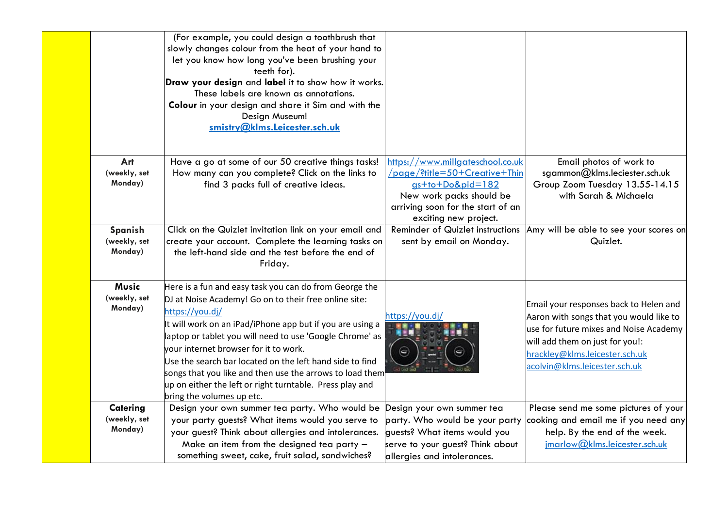| | | | | |
|---|---|---|---|---|
| | | (For example, you could design a toothbrush that slowly changes colour from the heat of your hand to let you know how long you've been brushing your teeth for).<br>**Draw your design** and **label** it to show how it works. These labels are known as annotations.<br>**Colour** in your design and share it Sim and with the Design Museum!<br>**smistry@klms.Leicester.sch.uk** | | |
| | **Art** (weekly, set Monday) | Have a go at some of our 50 creative things tasks! How many can you complete? Click on the links to find 3 packs full of creative ideas. | https://www.millgateschool.co.uk/page/?title=50+Creative+Things+to+Do&pid=182<br>New work packs should be arriving soon for the start of an exciting new project. | Email photos of work to sgammon@klms.leciester.sch.uk<br>Group Zoom Tuesday 13.55-14.15 with Sarah & Michaela |
| | **Spanish** (weekly, set Monday) | Click on the Quizlet invitation link on your email and create your account. Complete the learning tasks on the left-hand side and the test before the end of Friday. | Reminder of Quizlet instructions sent by email on Monday. | Amy will be able to see your scores on Quizlet. |
| | **Music** (weekly, set Monday) | Here is a fun and easy task you can do from George the DJ at Noise Academy! Go on to their free online site: https://you.dj/<br>It will work on an iPad/iPhone app but if you are using a laptop or tablet you will need to use 'Google Chrome' as your internet browser for it to work.<br>Use the search bar located on the left hand side to find songs that you like and then use the arrows to load them up on either the left or right turntable. Press play and bring the volumes up etc. | https://you.dj/ | Email your responses back to Helen and Aaron with songs that you would like to use for future mixes and Noise Academy will add them on just for you!:<br>hrackley@klms.leicester.sch.uk<br>acolvin@klms.leicester.sch.uk |
| | **Catering** (weekly, set Monday) | Design your own summer tea party. Who would be your party guests? What items would you serve to your guest? Think about allergies and intolerances. Make an item from the designed tea party – something sweet, cake, fruit salad, sandwiches? | Design your own summer tea party. Who would be your party guests? What items would you serve to your guest? Think about allergies and intolerances. | Please send me some pictures of your cooking and email me if you need any help. By the end of the week.<br>jmarlow@klms.leicester.sch.uk |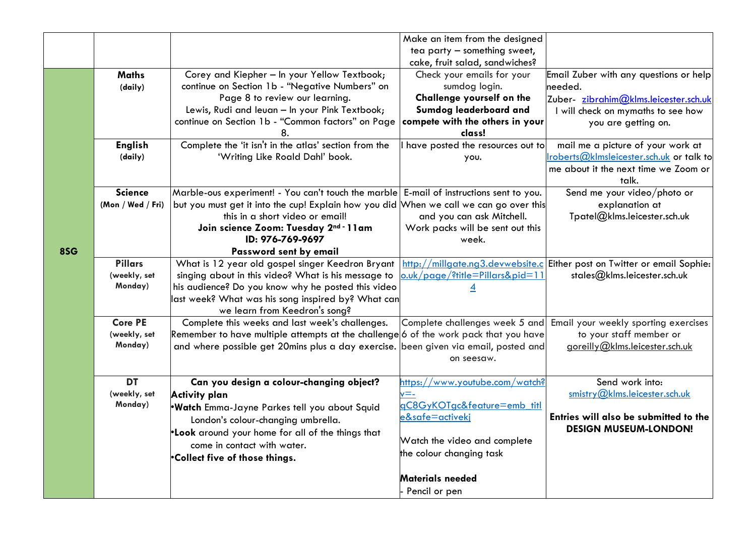| | | | | |
|---|---|---|---|---|
| | | | Make an item from the designed tea party – something sweet, cake, fruit salad, sandwiches? | |
| **8SG** | **Maths** (daily) | Corey and Kiepher – In your Yellow Textbook; continue on Section 1b - "Negative Numbers" on Page 8 to review our learning.<br>Lewis, Rudi and Ieuan – In your Pink Textbook; continue on Section 1b - "Common factors" on Page 8. | Check your emails for your sumdog login.<br>**Challenge yourself on the Sumdog leaderboard and compete with the others in your class!** | Email Zuber with any questions or help needed.<br>Zuber- zibrahim@klms.leicester.sch.uk<br>I will check on mymaths to see how you are getting on. |
| | **English** (daily) | Complete the 'it isn't in the atlas' section from the 'Writing Like Roald Dahl' book. | I have posted the resources out to you. | mail me a picture of your work at lroberts@klmsleicester.sch.uk or talk to me about it the next time we Zoom or talk. |
| | **Science** (Mon / Wed / Fri) | Marble-ous experiment! - You can't touch the marble but you must get it into the cup! Explain how you did this in a short video or email!<br>**Join science Zoom: Tuesday 2nd - 11am**<br>**ID: 976-769-9697**<br>**Password sent by email** | E-mail of instructions sent to you.<br>When we call we can go over this and you can ask Mitchell.<br>Work packs will be sent out this week. | Send me your video/photo or explanation at<br>Tpatel@klms.leicester.sch.uk |
| | **Pillars** (weekly, set Monday) | What is 12 year old gospel singer Keedron Bryant singing about in this video? What is his message to his audience? Do you know why he posted this video last week? What was his song inspired by? What can we learn from Keedron's song? | http://millgate.ng3.devwebsite.co.uk/page/?title=Pillars&pid=114 | Either post on Twitter or email Sophie: stales@klms.leicester.sch.uk |
| | **Core PE** (weekly, set Monday) | Complete this weeks and last week's challenges. Remember to have multiple attempts at the challenge and where possible get 20mins plus a day exercise. | Complete challenges week 5 and 6 of the work pack that you have been given via email, posted and on seesaw. | Email your weekly sporting exercises to your staff member or goreilly@klms.leicester.sch.uk |
| | **DT** (weekly, set Monday) | **Can you design a colour-changing object?**<br>**Activity plan**<br>•**Watch** Emma-Jayne Parkes tell you about Squid London's colour-changing umbrella.<br>•**Look** around your home for all of the things that come in contact with water.<br>•**Collect five of those things.** | https://www.youtube.com/watch?v=-qC8GyKOTgc&feature=emb_title&safe=activekj<br><br>Watch the video and complete the colour changing task<br><br>**Materials needed**<br>- Pencil or pen | Send work into:<br>smistry@klms.leicester.sch.uk<br><br>**Entries will also be submitted to the DESIGN MUSEUM-LONDON!** |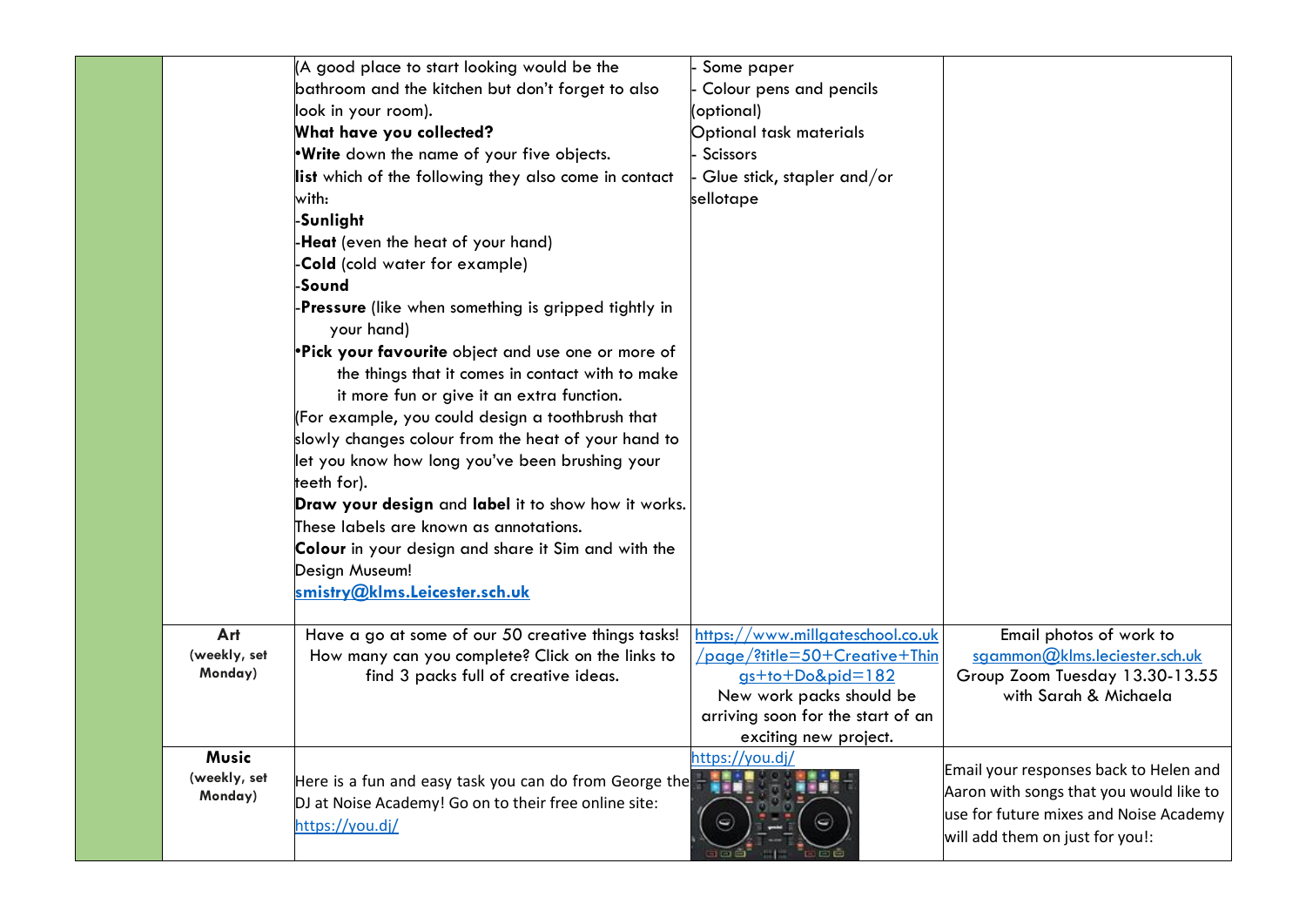| | | | | |
|---|---|---|---|---|
| | | (A good place to start looking would be the bathroom and the kitchen but don't forget to also look in your room).<br>**What have you collected?**<br>•**Write** down the name of your five objects.<br>**list** which of the following they also come in contact with:<br>-**Sunlight**<br>-**Heat** (even the heat of your hand)<br>-**Cold** (cold water for example)<br>-**Sound**<br>-**Pressure** (like when something is gripped tightly in your hand)<br>•**Pick your favourite** object and use one or more of the things that it comes in contact with to make it more fun or give it an extra function.<br>(For example, you could design a toothbrush that slowly changes colour from the heat of your hand to let you know how long you've been brushing your teeth for).<br>**Draw your design** and **label** it to show how it works. These labels are known as annotations.<br>**Colour** in your design and share it Sim and with the Design Museum!<br>**smistry@klms.Leicester.sch.uk** | - Some paper<br>- Colour pens and pencils (optional)<br>Optional task materials<br>- Scissors<br>- Glue stick, stapler and/or sellotape | |
| | **Art** (weekly, set Monday) | Have a go at some of our 50 creative things tasks! How many can you complete? Click on the links to find 3 packs full of creative ideas. | https://www.millgateschool.co.uk/page/?title=50+Creative+Things+to+Do&pid=182<br>New work packs should be arriving soon for the start of an exciting new project. | Email photos of work to sgammon@klms.leciester.sch.uk<br>Group Zoom Tuesday 13.30-13.55 with Sarah & Michaela |
| | **Music** (weekly, set Monday) | Here is a fun and easy task you can do from George the DJ at Noise Academy! Go on to their free online site: https://you.dj/ | https://you.dj/ | Email your responses back to Helen and Aaron with songs that you would like to use for future mixes and Noise Academy will add them on just for you!: |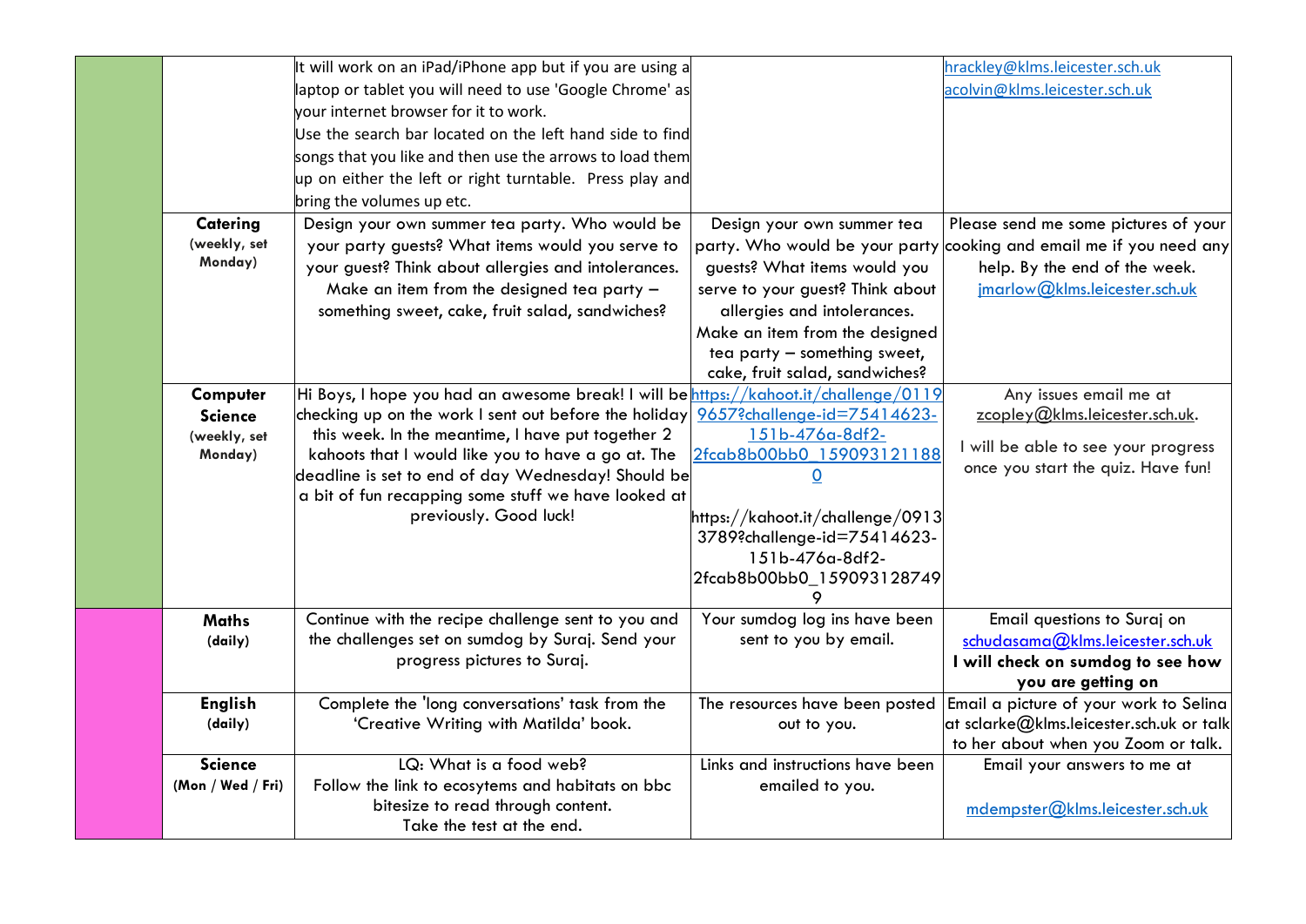| | | | | |
|---|---|---|---|---|
| | | It will work on an iPad/iPhone app but if you are using a laptop or tablet you will need to use 'Google Chrome' as your internet browser for it to work. Use the search bar located on the left hand side to find songs that you like and then use the arrows to load them up on either the left or right turntable. Press play and bring the volumes up etc. | | hrackley@klms.leicester.sch.uk acolvin@klms.leicester.sch.uk |
| | **Catering** (weekly, set Monday) | Design your own summer tea party. Who would be your party guests? What items would you serve to your guest? Think about allergies and intolerances. Make an item from the designed tea party – something sweet, cake, fruit salad, sandwiches? | Design your own summer tea party. Who would be your party guests? What items would you serve to your guest? Think about allergies and intolerances. Make an item from the designed tea party – something sweet, cake, fruit salad, sandwiches? | Please send me some pictures of your cooking and email me if you need any help. By the end of the week. jmarlow@klms.leicester.sch.uk |
| | **Computer Science** (weekly, set Monday) | Hi Boys, I hope you had an awesome break! I will be checking up on the work I sent out before the holiday this week. In the meantime, I have put together 2 kahoots that I would like you to have a go at. The deadline is set to end of day Wednesday! Should be a bit of fun recapping some stuff we have looked at previously. Good luck! | https://kahoot.it/challenge/01199657?challenge-id=75414623-151b-476a-8df2-2fcab8b00bb0_1590931211880 https://kahoot.it/challenge/09133789?challenge-id=75414623-151b-476a-8df2-2fcab8b00bb0_1590931287499 | Any issues email me at zcopley@klms.leicester.sch.uk. I will be able to see your progress once you start the quiz. Have fun! |
| | **Maths** (daily) | Continue with the recipe challenge sent to you and the challenges set on sumdog by Suraj. Send your progress pictures to Suraj. | Your sumdog log ins have been sent to you by email. | Email questions to Suraj on schudasama@klms.leicester.sch.uk **I will check on sumdog to see how you are getting on** |
| | **English** (daily) | Complete the 'long conversations' task from the 'Creative Writing with Matilda' book. | The resources have been posted out to you. | Email a picture of your work to Selina at sclarke@klms.leicester.sch.uk or talk to her about when you Zoom or talk. |
| | **Science** (Mon / Wed / Fri) | LQ: What is a food web? Follow the link to ecosystems and habitats on bbc bitesize to read through content. Take the test at the end. | Links and instructions have been emailed to you. | Email your answers to me at mdempster@klms.leicester.sch.uk |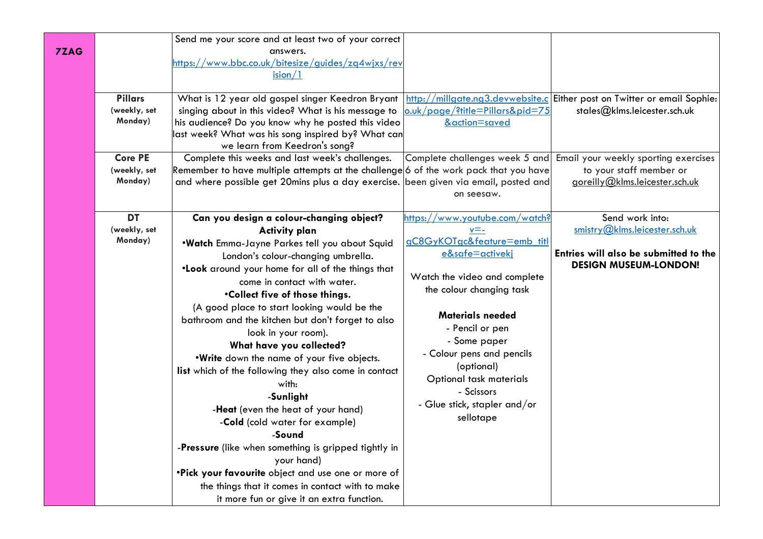| 7ZAG | | | | |
|---|---|---|---|---|
| | | Send me your score and at least two of your correct answers. https://www.bbc.co.uk/bitesize/guides/zq4wjxs/revision/1 | | |
| | **Pillars** (weekly, set Monday) | What is 12 year old gospel singer Keedron Bryant singing about in this video? What is his message to his audience? Do you know why he posted this video last week? What was his song inspired by? What can we learn from Keedron's song? | http://millgate.ng3.devwebsite.co.uk/page/?title=Pillars&pid=75&action=saved | Either post on Twitter or email Sophie: stales@klms.leicester.sch.uk |
| | **Core PE** (weekly, set Monday) | Complete this weeks and last week's challenges. Remember to have multiple attempts at the challenge and where possible get 20mins plus a day exercise. | Complete challenges week 5 and 6 of the work pack that you have been given via email, posted and on seesaw. | Email your weekly sporting exercises to your staff member or goreilly@klms.leicester.sch.uk |
| | **DT** (weekly, set Monday) | **Can you design a colour-changing object?** **Activity plan** •**Watch** Emma-Jayne Parkes tell you about Squid London's colour-changing umbrella. •**Look** around your home for all of the things that come in contact with water. •**Collect five of those things.** (A good place to start looking would be the bathroom and the kitchen but don't forget to also look in your room). **What have you collected?** •**Write** down the name of your five objects. **list** which of the following they also come in contact with: -**Sunlight** -**Heat** (even the heat of your hand) -**Cold** (cold water for example) -**Sound** -**Pressure** (like when something is gripped tightly in your hand) •**Pick your favourite** object and use one or more of the things that it comes in contact with to make it more fun or give it an extra function. | https://www.youtube.com/watch?v=-qC8GyKOTgc&feature=emb_title&safe=activekj Watch the video and complete the colour changing task **Materials needed** - Pencil or pen - Some paper - Colour pens and pencils (optional) Optional task materials - Scissors - Glue stick, stapler and/or sellotape | Send work into: smistry@klms.leicester.sch.uk **Entries will also be submitted to the DESIGN MUSEUM-LONDON!** |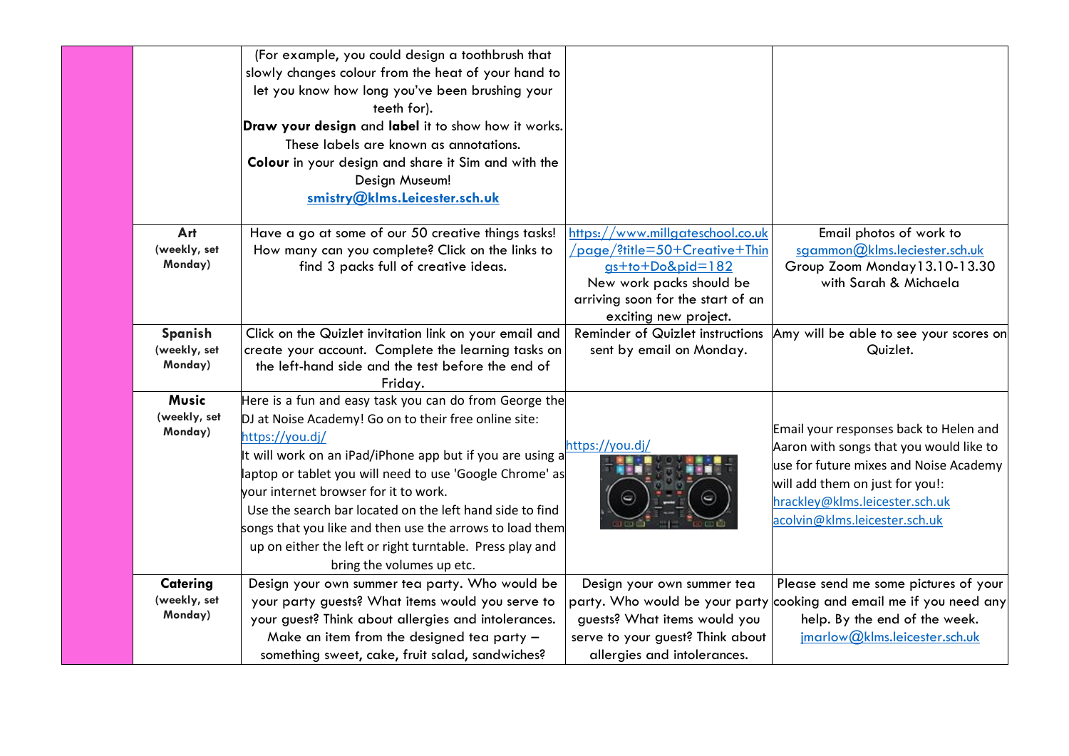| | | | | |
|---|---|---|---|---|
| | | (For example, you could design a toothbrush that slowly changes colour from the heat of your hand to let you know how long you've been brushing your teeth for). **Draw your design** and **label** it to show how it works. These labels are known as annotations. **Colour** in your design and share it Sim and with the Design Museum! **smistry@klms.Leicester.sch.uk** | | |
| | **Art** (weekly, set Monday) | Have a go at some of our 50 creative things tasks! How many can you complete? Click on the links to find 3 packs full of creative ideas. | https://www.millgateschool.co.uk/page/?title=50+Creative+Things+to+Do&pid=182 New work packs should be arriving soon for the start of an exciting new project. | Email photos of work to sgammon@klms.leciester.sch.uk Group Zoom Monday13.10-13.30 with Sarah & Michaela |
| | **Spanish** (weekly, set Monday) | Click on the Quizlet invitation link on your email and create your account. Complete the learning tasks on the left-hand side and the test before the end of Friday. | Reminder of Quizlet instructions sent by email on Monday. | Amy will be able to see your scores on Quizlet. |
| | **Music** (weekly, set Monday) | Here is a fun and easy task you can do from George the DJ at Noise Academy! Go on to their free online site: https://you.dj/ It will work on an iPad/iPhone app but if you are using a laptop or tablet you will need to use 'Google Chrome' as your internet browser for it to work. Use the search bar located on the left hand side to find songs that you like and then use the arrows to load them up on either the left or right turntable. Press play and bring the volumes up etc. | https://you.dj/ | Email your responses back to Helen and Aaron with songs that you would like to use for future mixes and Noise Academy will add them on just for you!: hrackley@klms.leicester.sch.uk acolvin@klms.leicester.sch.uk |
| | **Catering** (weekly, set Monday) | Design your own summer tea party. Who would be your party guests? What items would you serve to your guest? Think about allergies and intolerances. Make an item from the designed tea party – something sweet, cake, fruit salad, sandwiches? | Design your own summer tea party. Who would be your party guests? What items would you serve to your guest? Think about allergies and intolerances. | Please send me some pictures of your cooking and email me if you need any help. By the end of the week. jmarlow@klms.leicester.sch.uk |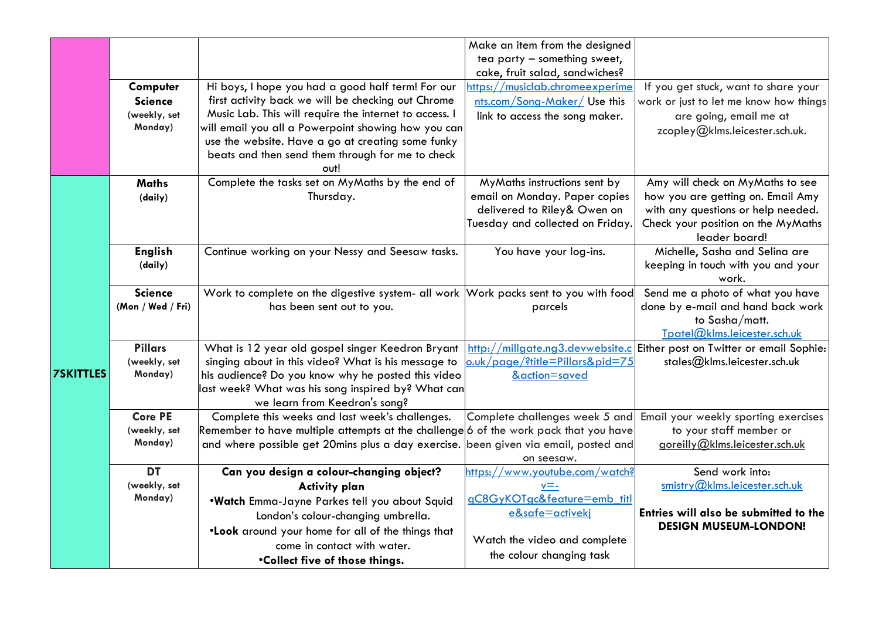| | | | | |
|---|---|---|---|---|
| | | | Make an item from the designed tea party – something sweet, cake, fruit salad, sandwiches? | |
| | **Computer Science** (weekly, set Monday) | Hi boys, I hope you had a good half term! For our first activity back we will be checking out Chrome Music Lab. This will require the internet to access. I will email you all a Powerpoint showing how you can use the website. Have a go at creating some funky beats and then send them through for me to check out! | https://musiclab.chromeexperiments.com/Song-Maker/ Use this link to access the song maker. | If you get stuck, want to share your work or just to let me know how things are going, email me at zcopley@klms.leicester.sch.uk. |
| **7SKITTLES** | **Maths** (daily) | Complete the tasks set on MyMaths by the end of Thursday. | MyMaths instructions sent by email on Monday. Paper copies delivered to Riley& Owen on Tuesday and collected on Friday. | Amy will check on MyMaths to see how you are getting on. Email Amy with any questions or help needed. Check your position on the MyMaths leader board! |
| | **English** (daily) | Continue working on your Nessy and Seesaw tasks. | You have your log-ins. | Michelle, Sasha and Selina are keeping in touch with you and your work. |
| | **Science** (Mon / Wed / Fri) | Work to complete on the digestive system- all work has been sent out to you. | Work packs sent to you with food parcels | Send me a photo of what you have done by e-mail and hand back work to Sasha/matt. Tpatel@klms.leicester.sch.uk |
| | **Pillars** (weekly, set Monday) | What is 12 year old gospel singer Keedron Bryant singing about in this video? What is his message to his audience? Do you know why he posted this video last week? What was his song inspired by? What can we learn from Keedron's song? | http://millgate.ng3.devwebsite.co.uk/page/?title=Pillars&pid=75&action=saved | Either post on Twitter or email Sophie: stales@klms.leicester.sch.uk |
| | **Core PE** (weekly, set Monday) | Complete this weeks and last week's challenges. Remember to have multiple attempts at the challenge and where possible get 20mins plus a day exercise. | Complete challenges week 5 and 6 of the work pack that you have been given via email, posted and on seesaw. | Email your weekly sporting exercises to your staff member or goreilly@klms.leicester.sch.uk |
| | **DT** (weekly, set Monday) | **Can you design a colour-changing object?** **Activity plan** •**Watch** Emma-Jayne Parkes tell you about Squid London's colour-changing umbrella. •**Look** around your home for all of the things that come in contact with water. •**Collect five of those things.** | https://www.youtube.com/watch?v=-gC8GyKOTgc&feature=emb_title&safe=activekj Watch the video and complete the colour changing task | Send work into: smistry@klms.leicester.sch.uk **Entries will also be submitted to the DESIGN MUSEUM-LONDON!** |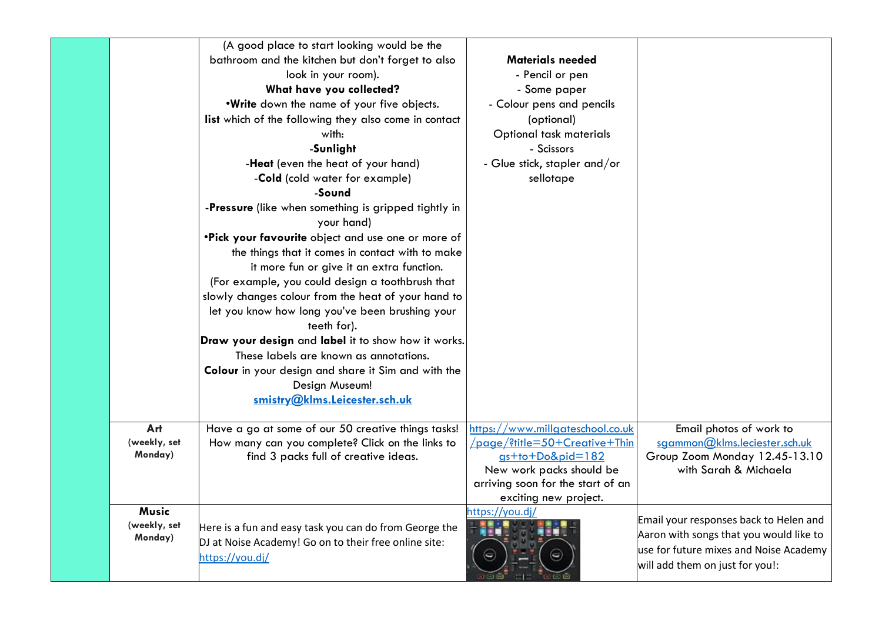| | | | | |
|---|---|---|---|---|
| | | (A good place to start looking would be the bathroom and the kitchen but don't forget to also look in your room).<br>**What have you collected?**<br>•**Write** down the name of your five objects.<br>**list** which of the following they also come in contact with:<br>-**Sunlight**<br>-**Heat** (even the heat of your hand)<br>-**Cold** (cold water for example)<br>-**Sound**<br>-**Pressure** (like when something is gripped tightly in your hand)<br>•**Pick your favourite** object and use one or more of the things that it comes in contact with to make it more fun or give it an extra function.<br>(For example, you could design a toothbrush that slowly changes colour from the heat of your hand to let you know how long you've been brushing your teeth for).<br>**Draw your design** and **label** it to show how it works. These labels are known as annotations.<br>**Colour** in your design and share it Sim and with the Design Museum!<br>**smistry@klms.Leicester.sch.uk** | **Materials needed**<br>- Pencil or pen<br>- Some paper<br>- Colour pens and pencils (optional)<br>Optional task materials<br>- Scissors<br>- Glue stick, stapler and/or sellotape | |
| | **Art** (weekly, set Monday) | Have a go at some of our 50 creative things tasks! How many can you complete? Click on the links to find 3 packs full of creative ideas. | https://www.millgateschool.co.uk/page/?title=50+Creative+Things+to+Do&pid=182<br>New work packs should be arriving soon for the start of an exciting new project. | Email photos of work to sgammon@klms.leciester.sch.uk<br>Group Zoom Monday 12.45-13.10 with Sarah & Michaela |
| | **Music** (weekly, set Monday) | Here is a fun and easy task you can do from George the DJ at Noise Academy! Go on to their free online site: https://you.dj/ | https://you.dj/ | Email your responses back to Helen and Aaron with songs that you would like to use for future mixes and Noise Academy will add them on just for you!: |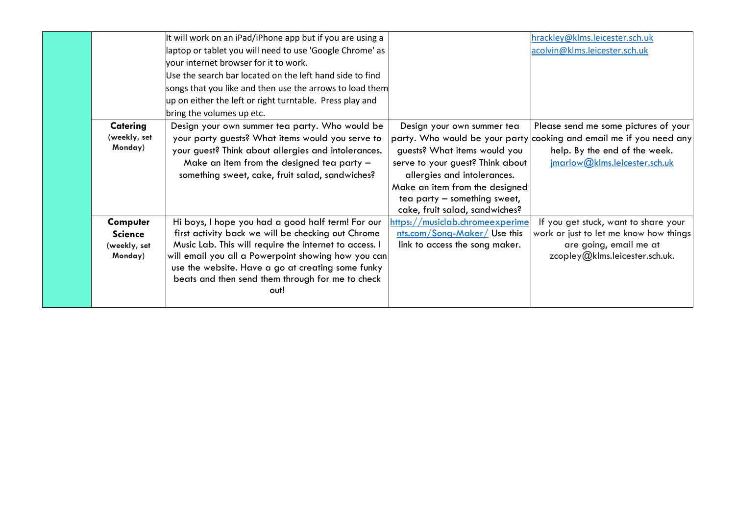| | | | | |
|---|---|---|---|---|
| | | It will work on an iPad/iPhone app but if you are using a laptop or tablet you will need to use 'Google Chrome' as your internet browser for it to work.<br>Use the search bar located on the left hand side to find songs that you like and then use the arrows to load them up on either the left or right turntable. Press play and bring the volumes up etc. | | hrackley@klms.leicester.sch.uk<br>acolvin@klms.leicester.sch.uk |
| | **Catering** (weekly, set Monday) | Design your own summer tea party. Who would be your party guests? What items would you serve to your guest? Think about allergies and intolerances. Make an item from the designed tea party – something sweet, cake, fruit salad, sandwiches? | Design your own summer tea party. Who would be your party guests? What items would you serve to your guest? Think about allergies and intolerances. Make an item from the designed tea party – something sweet, cake, fruit salad, sandwiches? | Please send me some pictures of your cooking and email me if you need any help. By the end of the week. jmarlow@klms.leicester.sch.uk |
| | **Computer Science** (weekly, set Monday) | Hi boys, I hope you had a good half term! For our first activity back we will be checking out Chrome Music Lab. This will require the internet to access. I will email you all a Powerpoint showing how you can use the website. Have a go at creating some funky beats and then send them through for me to check out! | https://musiclab.chromeexperiments.com/Song-Maker/ Use this link to access the song maker. | If you get stuck, want to share your work or just to let me know how things are going, email me at zcopley@klms.leicester.sch.uk. |